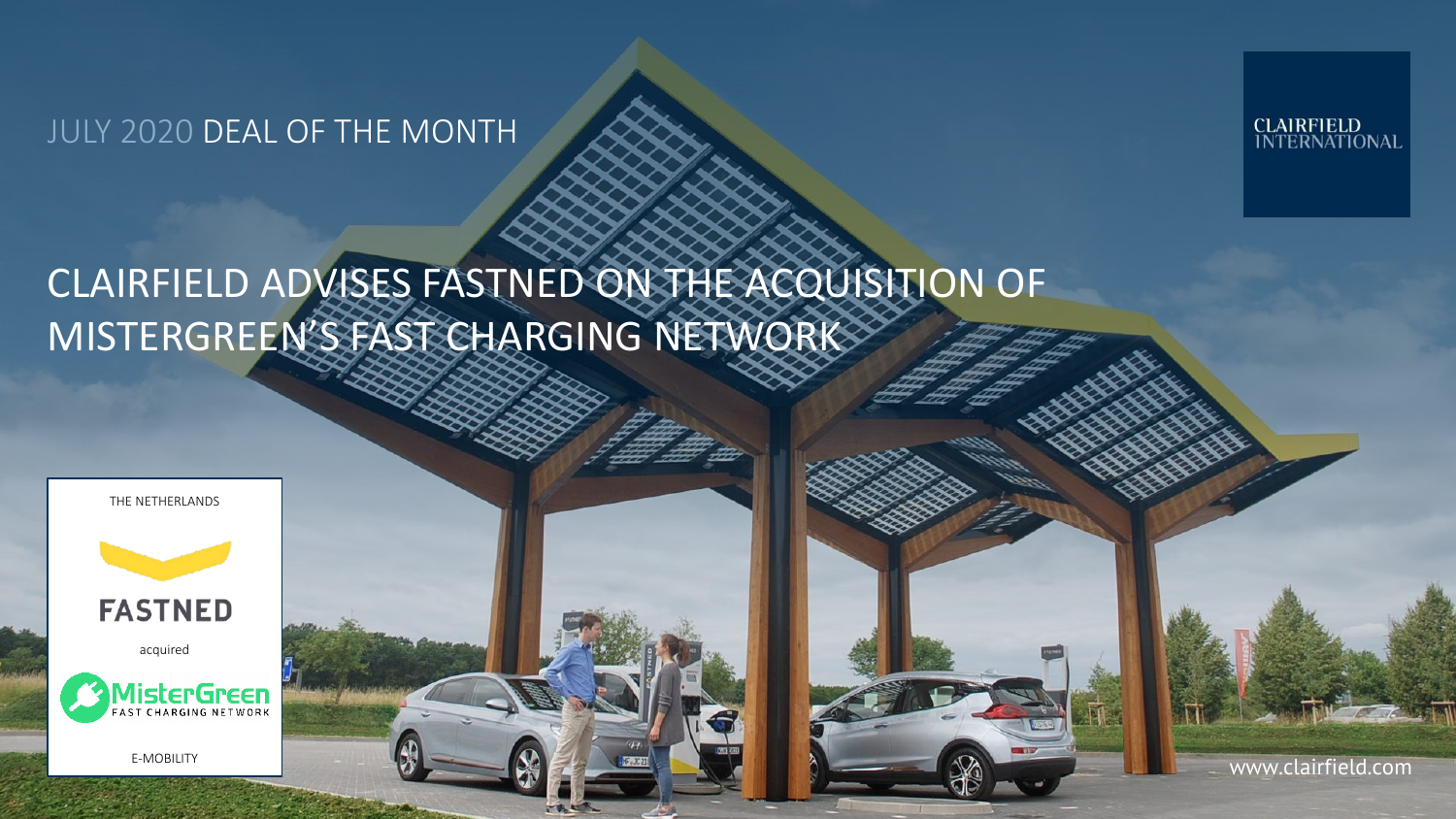JULY 2020 DEAL OF THE MONTH

CLAIRFIELD INTERNATIONAL

# CLAIRFIELD ADVISES FASTNED ON THE ACQUISITION OF MISTERGREEN'S FAST CHARGING NETWORK

THE NETHERLANDS

FASTNED

acquired

MisterGreen FAST CHARGING NETWORK

E-MOBILITY

www.clairfield.com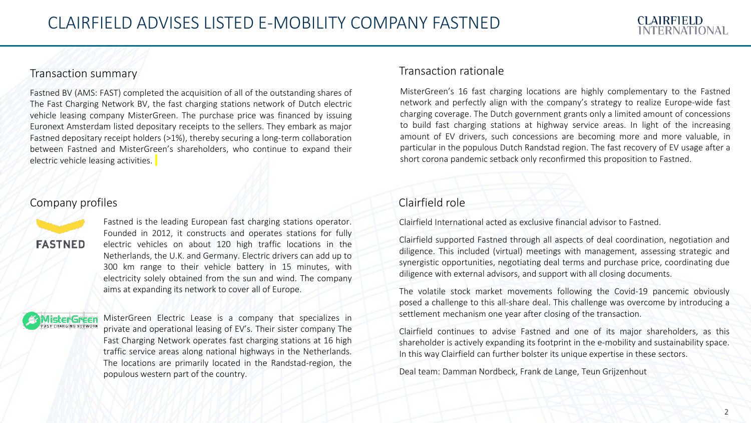# CLAIRFIELD ADVISES LISTED E-MOBILITY COMPANY FASTNED

## Transaction summary

Fastned BV (AMS: FAST) completed the acquisition of all of the outstanding shares of The Fast Charging Network BV, the fast charging stations network of Dutch electric vehicle leasing company MisterGreen. The purchase price was financed by issuing Euronext Amsterdam listed depositary receipts to the sellers. They embark as major Fastned depositary receipt holders (>1%), thereby securing a long-term collaboration between Fastned and MisterGreen's shareholders, who continue to expand their electric vehicle leasing activities.

## Company profiles

Fastned is the leading European fast charging stations operator. Founded in 2012, it constructs and operates stations for fully electric vehicles on about 120 high traffic locations in the Netherlands, the U.K. and Germany. Electric drivers can add up to 300 km range to their vehicle battery in 15 minutes, with electricity solely obtained from the sun and wind. The company aims at expanding its network to cover all of Europe.

MisterGreen Electric Lease is a company that specializes in private and operational leasing of EV's. Their sister company The Fast Charging Network operates fast charging stations at 16 high traffic service areas along national highways in the Netherlands. The locations are primarily located in the Randstad-region, the populous western part of the country.

## Transaction rationale

MisterGreen's 16 fast charging locations are highly complementary to the Fastned network and perfectly align with the company's strategy to realize Europe-wide fast charging coverage. The Dutch government grants only a limited amount of concessions to build fast charging stations at highway service areas. In light of the increasing amount of EV drivers, such concessions are becoming more and more valuable, in particular in the populous Dutch Randstad region. The fast recovery of EV usage after a short corona pandemic setback only reconfirmed this proposition to Fastned.

## Clairfield role

Clairfield International acted as exclusive financial advisor to Fastned.

Clairfield supported Fastned through all aspects of deal coordination, negotiation and diligence. This included (virtual) meetings with management, assessing strategic and synergistic opportunities, negotiating deal terms and purchase price, coordinating due diligence with external advisors, and support with all closing documents.

The volatile stock market movements following the Covid-19 pancemic obviously posed a challenge to this all-share deal. This challenge was overcome by introducing a settlement mechanism one year after closing of the transaction.

Clairfield continues to advise Fastned and one of its major shareholders, as this shareholder is actively expanding its footprint in the e-mobility and sustainability space. In this way Clairfield can further bolster its unique expertise in these sectors.

Deal team: Damman Nordbeck, Frank de Lange, Teun Grijzenhout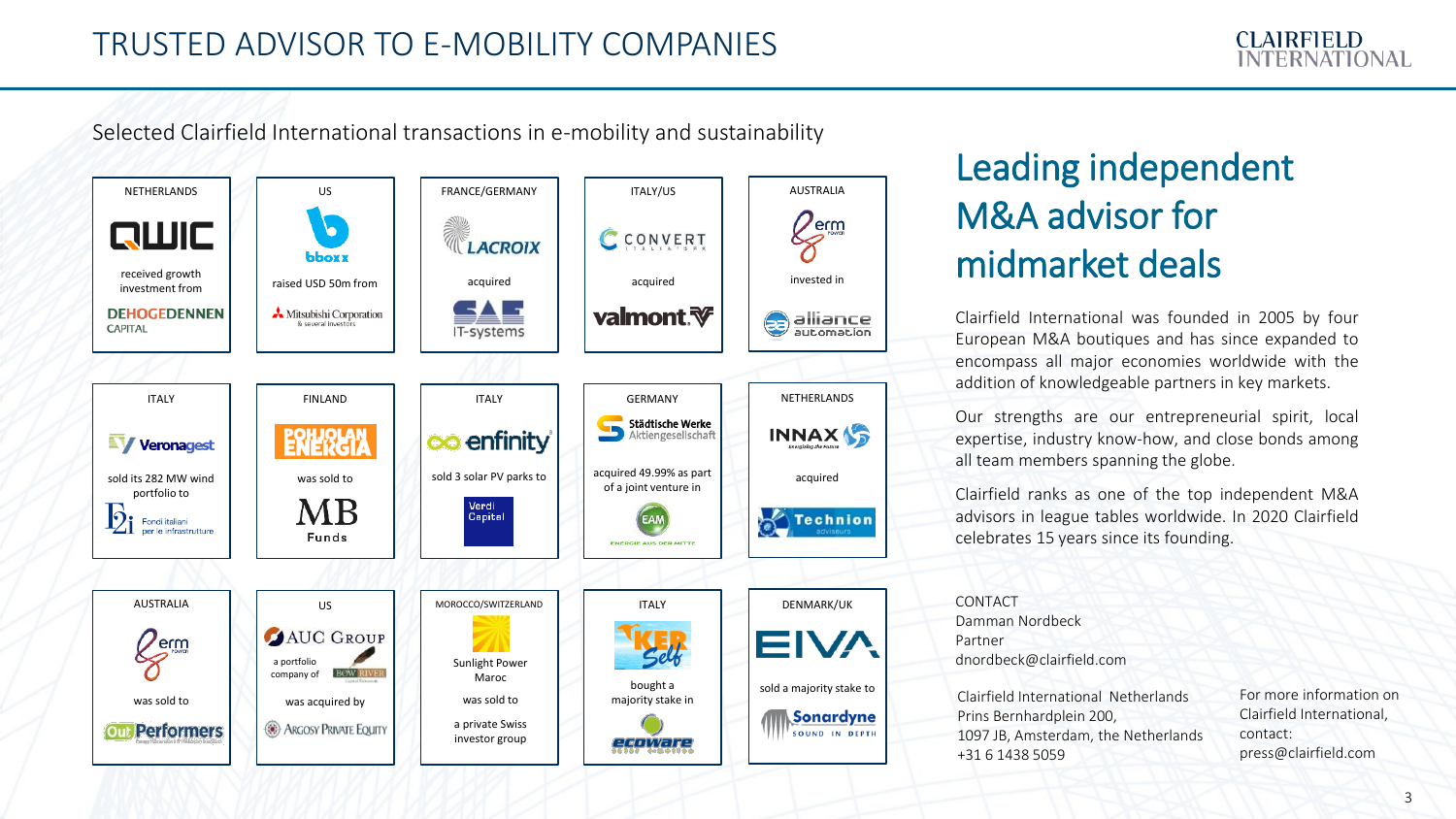# TRUSTED ADVISOR TO E-MOBILITY COMPANIES

CLAIRFIELD INTERNATIONAL

Selected Clairfield International transactions in e-mobility and sustainability

| | | | | |
|---|---|---|---|---|
| NETHERLANDS<br>QWIC<br>received growth investment from<br>DEHOGEDENNEN CAPITAL | US<br>bboxx<br>raised USD 50m from<br>Mitsubishi Corporation & several investors | FRANCE/GERMANY<br>LACROIX<br>acquired<br>SAE IT-systems | ITALY/US<br>CONVERT<br>acquired<br>valmont | AUSTRALIA<br>erm power<br>invested in<br>alliance automation |
| ITALY<br>Veronagest<br>sold its 282 MW wind portfolio to<br>F2i Fondi italiani per le infrastrutture | FINLAND<br>POHJOLAN ENERGIA<br>was sold to<br>MB Funds | ITALY<br>enfinity<br>sold 3 solar PV parks to<br>Verdi Capital | GERMANY<br>Städtische Werke Aktiengesellschaft<br>acquired 49.99% as part of a joint venture in<br>EAM Energie aus der Mitte | NETHERLANDS<br>INNAX<br>acquired<br>Technion adviseurs |
| AUSTRALIA<br>erm power<br>was sold to<br>OutPerformers | US<br>AUC Group<br>a portfolio company of Bow River Capital<br>was acquired by<br>Argosy Private Equity | MOROCCO/SWITZERLAND<br>Sunlight Power Maroc<br>was sold to<br>a private Swiss investor group | ITALY<br>Ker Self<br>bought a majority stake in<br>ecoware | DENMARK/UK<br>EIVA<br>sold a majority stake to<br>Sonardyne Sound in Depth |

## Leading independent M&A advisor for midmarket deals

Clairfield International was founded in 2005 by four European M&A boutiques and has since expanded to encompass all major economies worldwide with the addition of knowledgeable partners in key markets.

Our strengths are our entrepreneurial spirit, local expertise, industry know-how, and close bonds among all team members spanning the globe.

Clairfield ranks as one of the top independent M&A advisors in league tables worldwide. In 2020 Clairfield celebrates 15 years since its founding.

CONTACT
Damman Nordbeck
Partner
dnordbeck@clairfield.com

Clairfield International Netherlands
Prins Bernhardplein 200,
1097 JB, Amsterdam, the Netherlands
+31 6 1438 5059

For more information on Clairfield International, contact:
press@clairfield.com